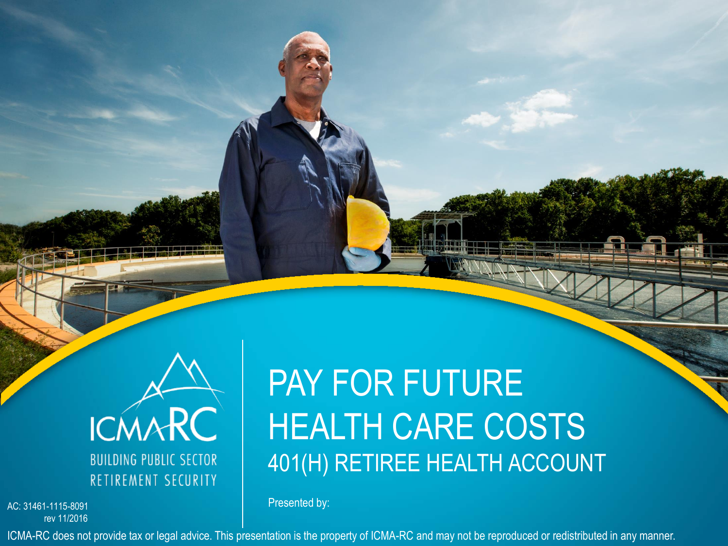ICMA-RC

BUILDING PUBLIC SECTOR RETIREMENT SECURITY

# PAY FOR FUTURE HEALTH CARE COSTS

## 401(H) RETIREE HEALTH ACCOUNT

Presented by:

AC: 31461-1115-8091
rev 11/2016

ICMA-RC does not provide tax or legal advice. This presentation is the property of ICMA-RC and may not be reproduced or redistributed in any manner.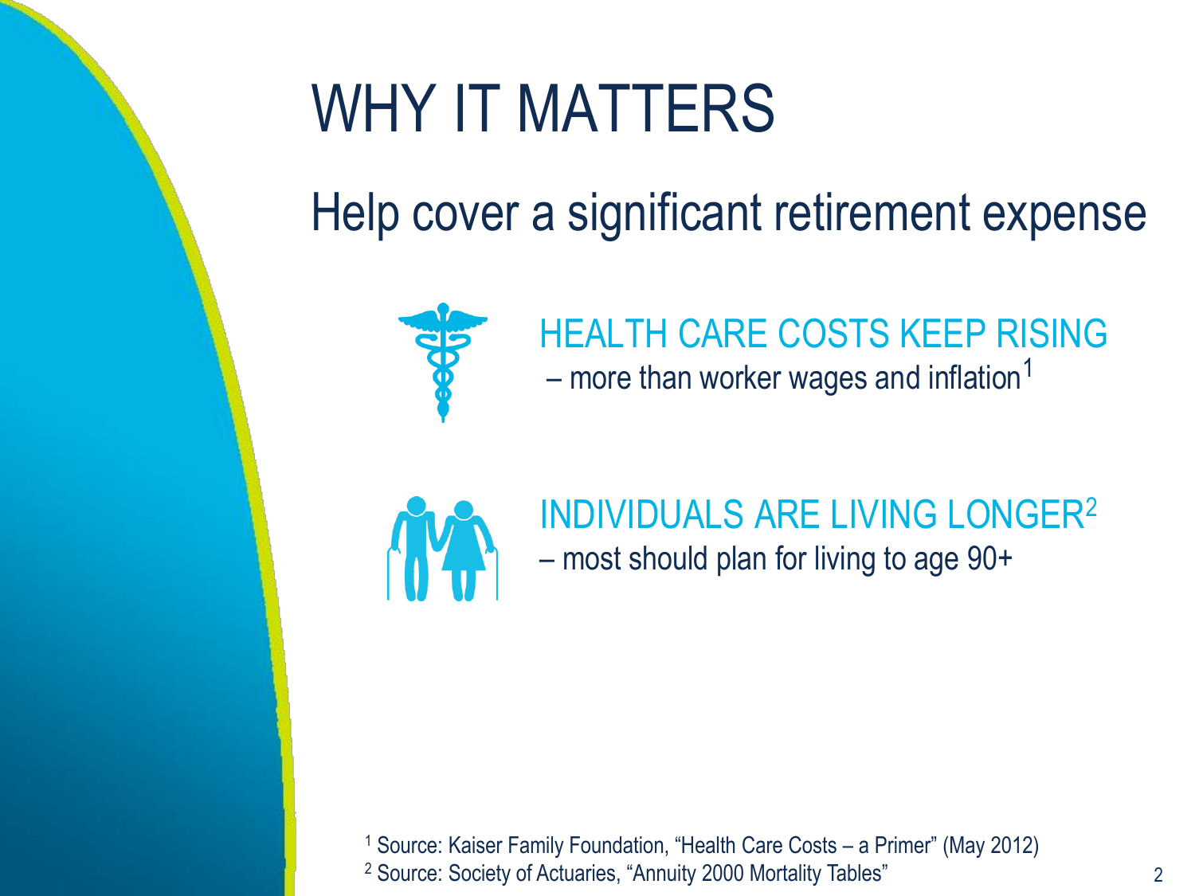# WHY IT MATTERS

## Help cover a significant retirement expense

### HEALTH CARE COSTS KEEP RISING

– more than worker wages and inflation[1]

### INDIVIDUALS ARE LIVING LONGER[2]

– most should plan for living to age 90+

[1] Source: Kaiser Family Foundation, "Health Care Costs – a Primer" (May 2012)
[2] Source: Society of Actuaries, "Annuity 2000 Mortality Tables"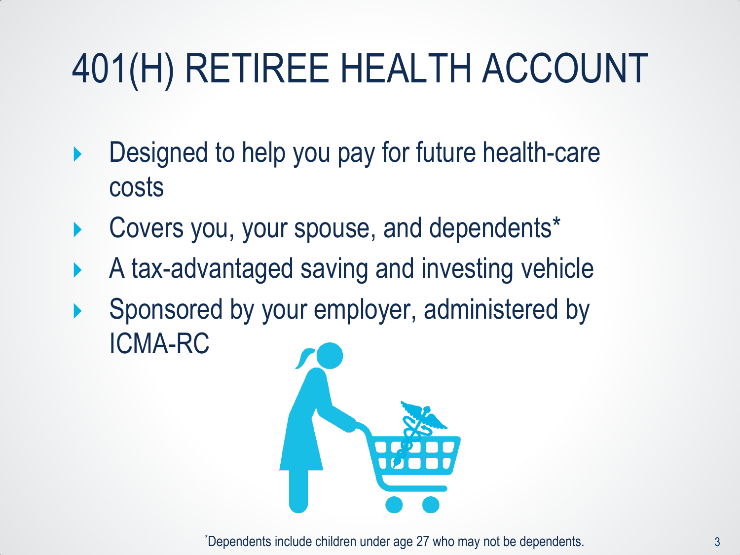# 401(H) RETIREE HEALTH ACCOUNT

- Designed to help you pay for future health-care costs
- Covers you, your spouse, and dependents*
- A tax-advantaged saving and investing vehicle
- Sponsored by your employer, administered by ICMA-RC

*Dependents include children under age 27 who may not be dependents.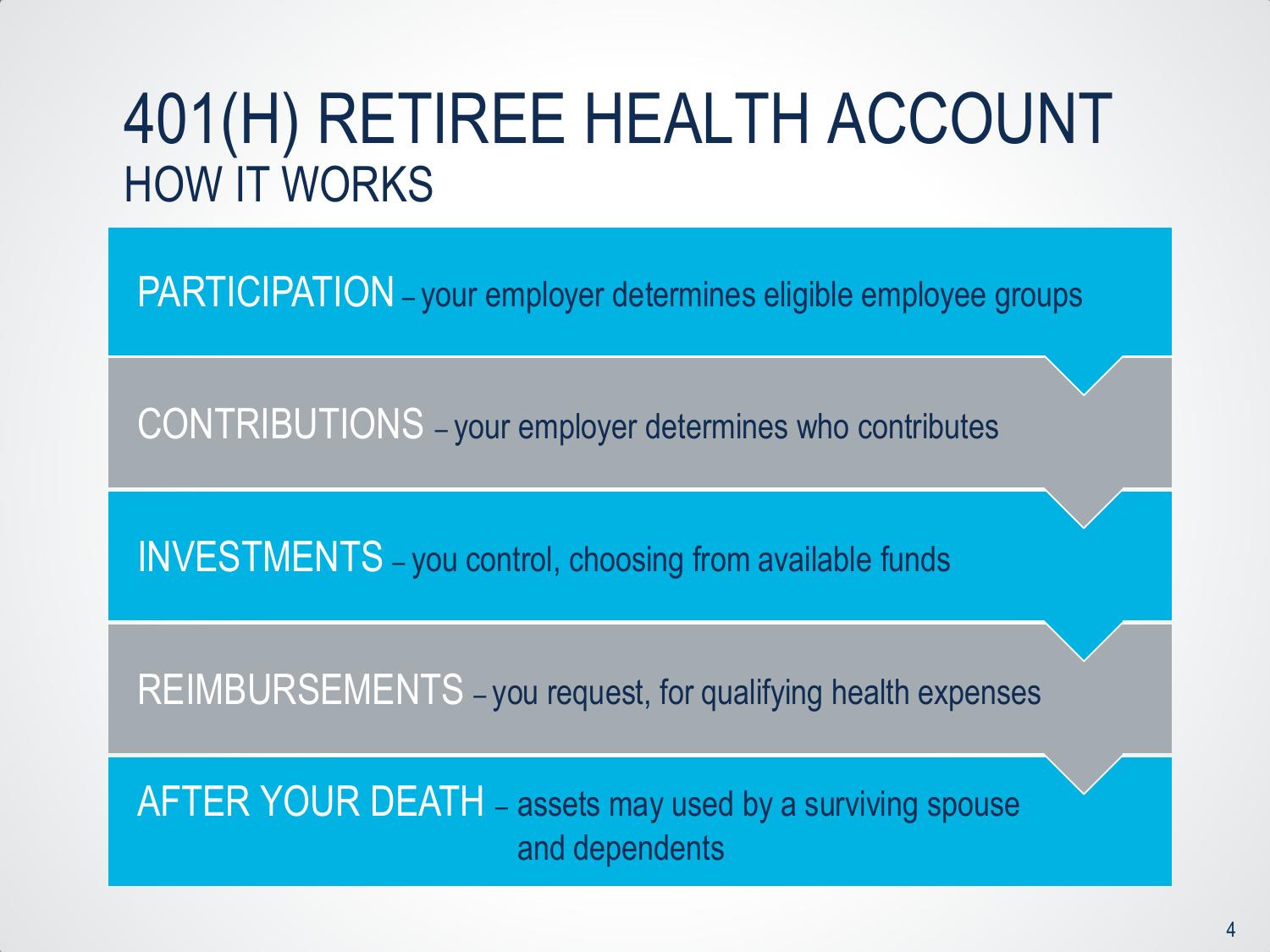# 401(H) RETIREE HEALTH ACCOUNT

## HOW IT WORKS

PARTICIPATION – your employer determines eligible employee groups

CONTRIBUTIONS – your employer determines who contributes

INVESTMENTS – you control, choosing from available funds

REIMBURSEMENTS – you request, for qualifying health expenses

AFTER YOUR DEATH – assets may used by a surviving spouse and dependents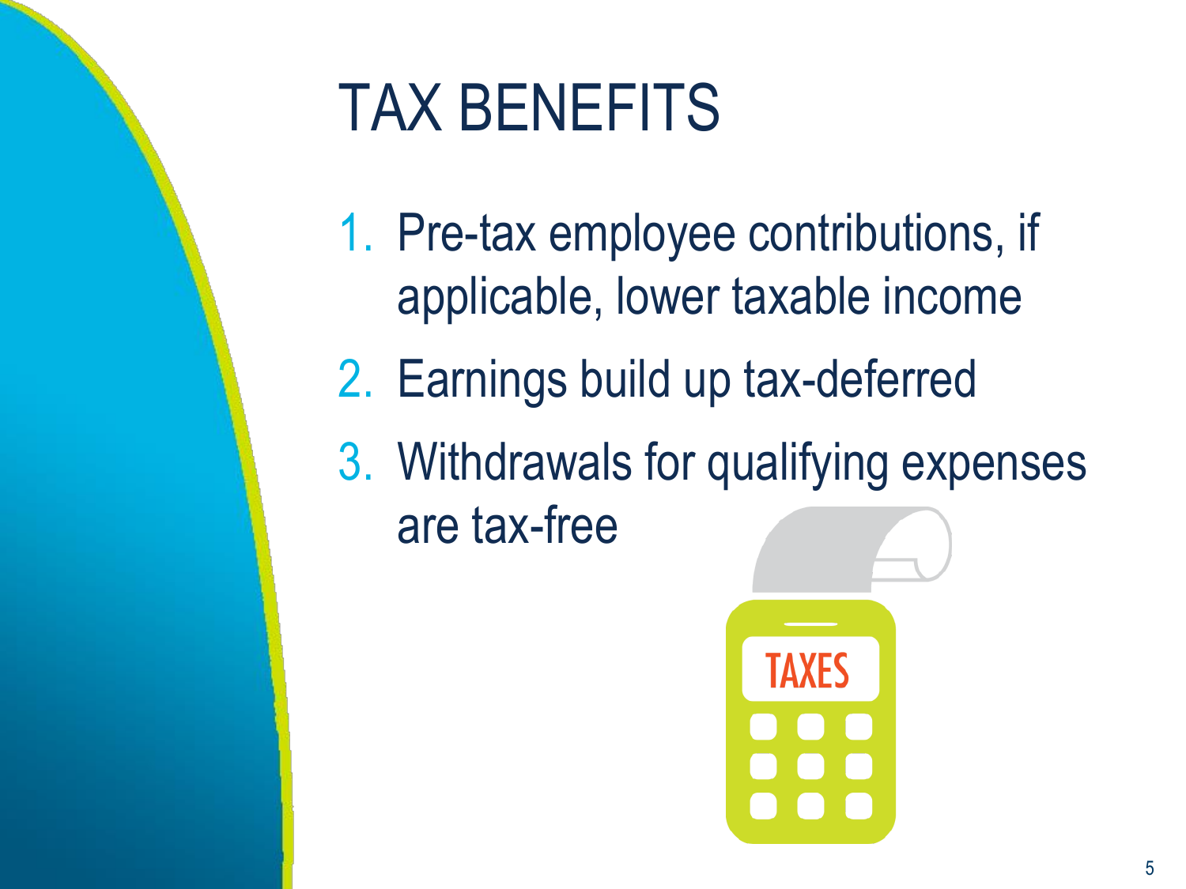# TAX BENEFITS

1. Pre-tax employee contributions, if applicable, lower taxable income
2. Earnings build up tax-deferred
3. Withdrawals for qualifying expenses are tax-free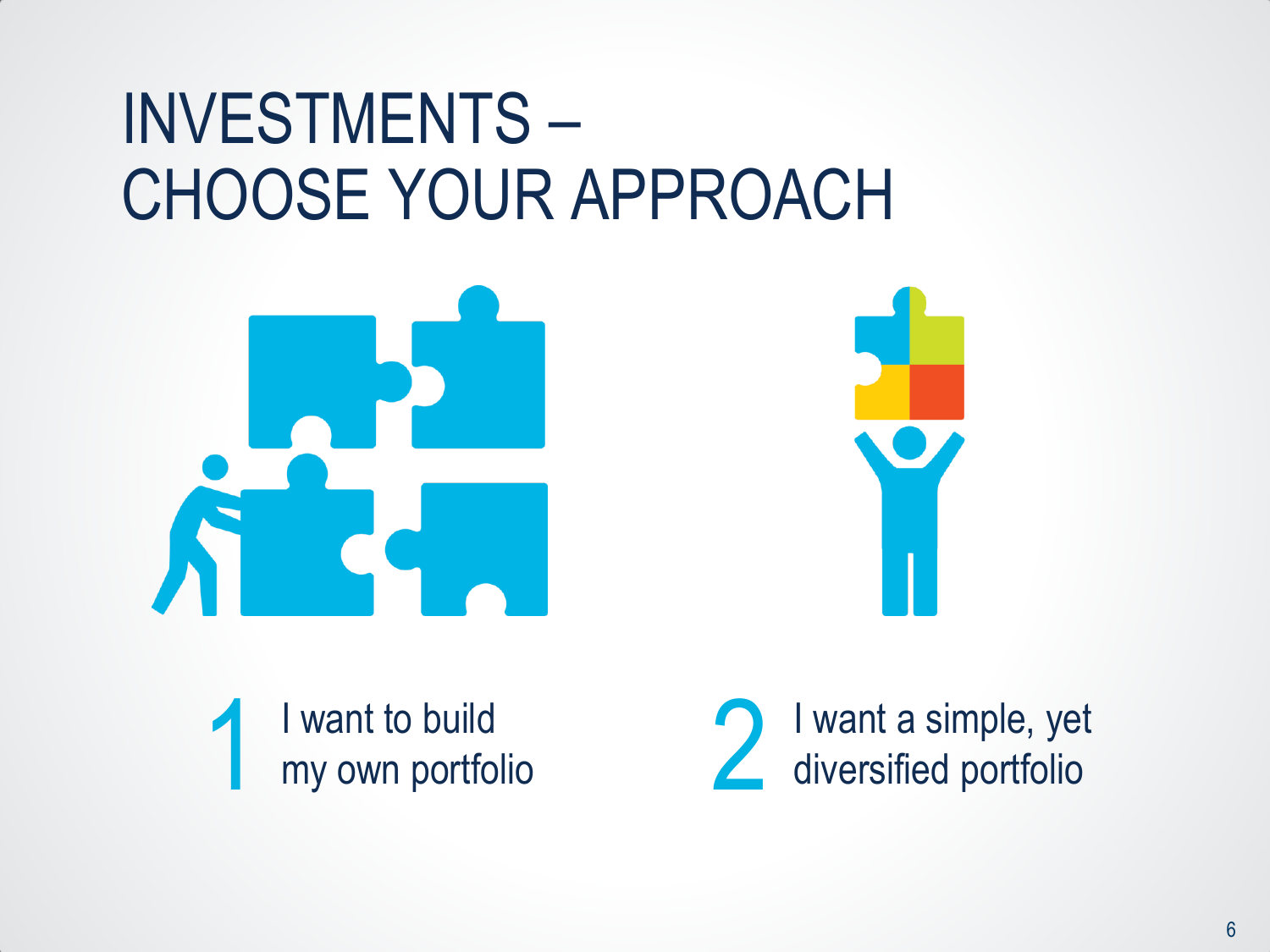# INVESTMENTS – CHOOSE YOUR APPROACH

1. I want to build my own portfolio
2. I want a simple, yet diversified portfolio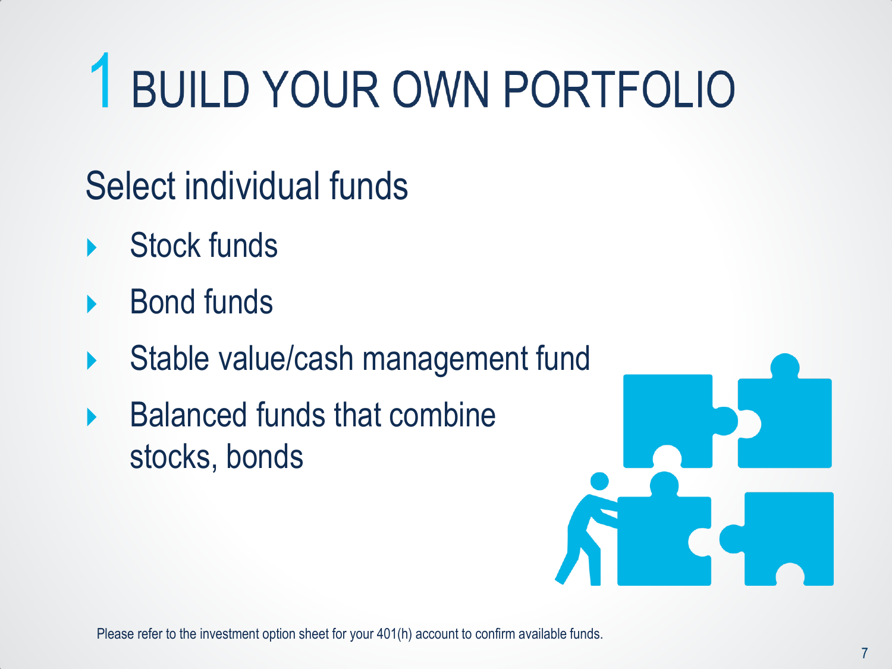# 1 BUILD YOUR OWN PORTFOLIO

## Select individual funds

- Stock funds
- Bond funds
- Stable value/cash management fund
- Balanced funds that combine stocks, bonds

Please refer to the investment option sheet for your 401(h) account to confirm available funds.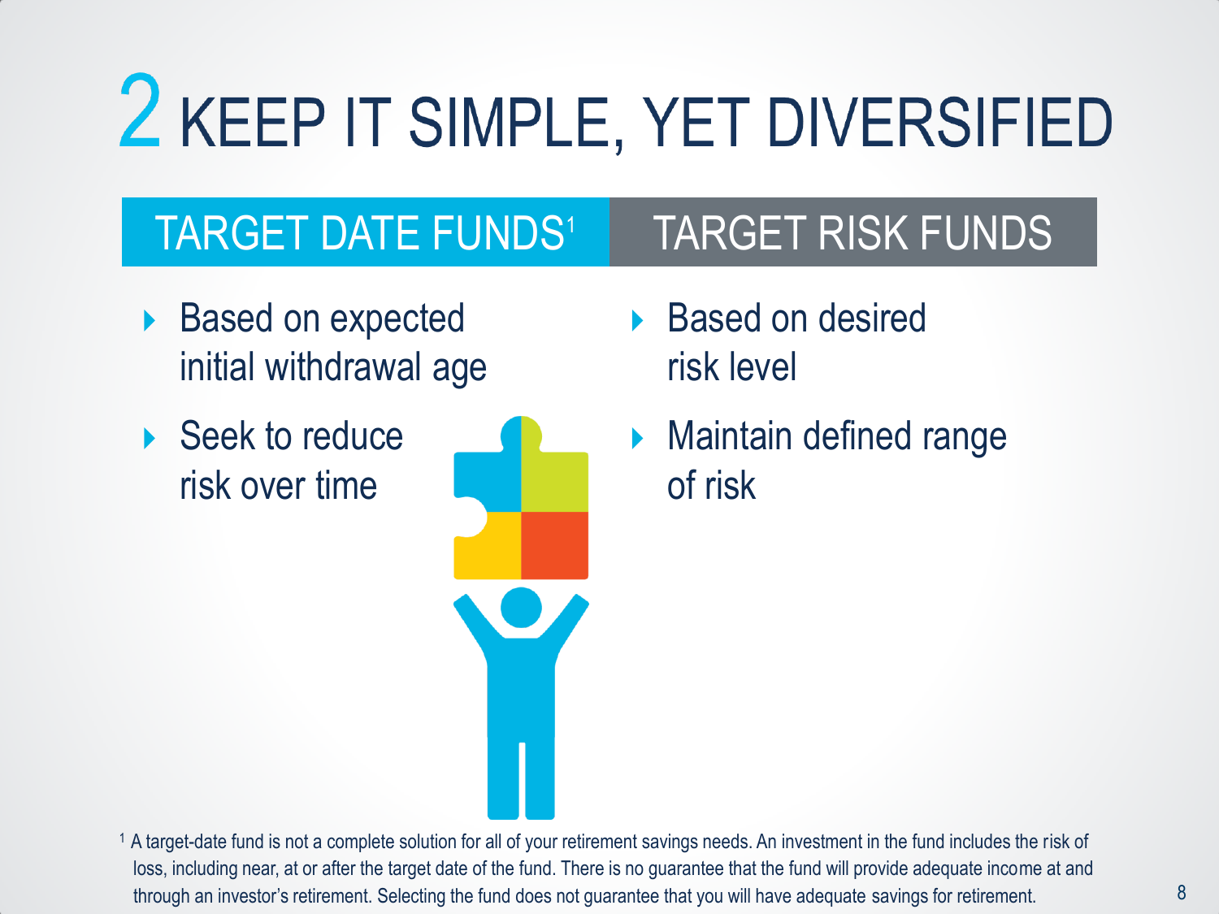# 2 KEEP IT SIMPLE, YET DIVERSIFIED

## TARGET DATE FUNDS[1]

- Based on expected initial withdrawal age
- Seek to reduce risk over time

## TARGET RISK FUNDS

- Based on desired risk level
- Maintain defined range of risk

[1] A target-date fund is not a complete solution for all of your retirement savings needs. An investment in the fund includes the risk of loss, including near, at or after the target date of the fund. There is no guarantee that the fund will provide adequate income at and through an investor's retirement. Selecting the fund does not guarantee that you will have adequate savings for retirement.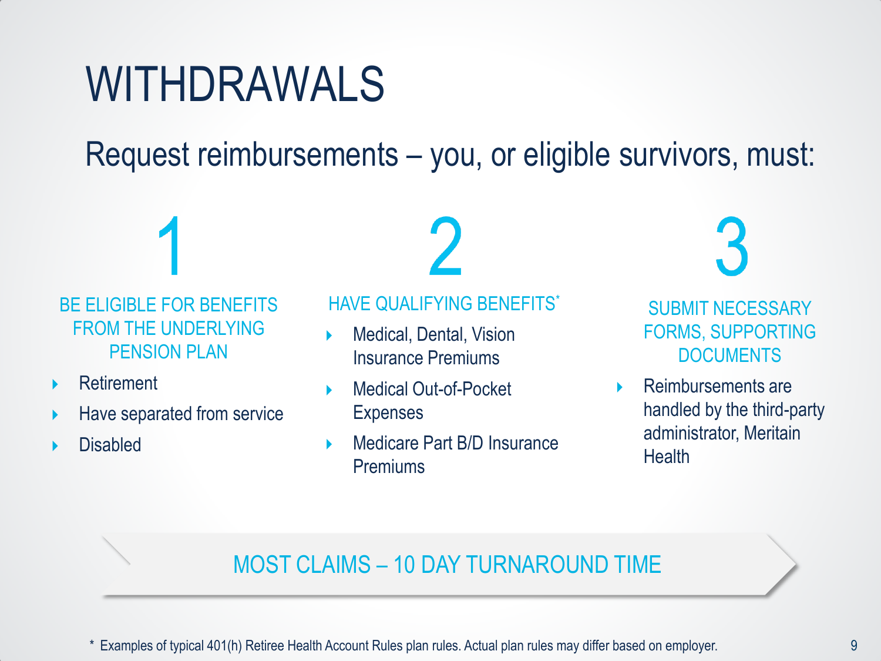# WITHDRAWALS

## Request reimbursements – you, or eligible survivors, must:

### 1

**BE ELIGIBLE FOR BENEFITS FROM THE UNDERLYING PENSION PLAN**

- Retirement
- Have separated from service
- Disabled

### 2

**HAVE QUALIFYING BENEFITS***

- Medical, Dental, Vision Insurance Premiums
- Medical Out-of-Pocket Expenses
- Medicare Part B/D Insurance Premiums

### 3

**SUBMIT NECESSARY FORMS, SUPPORTING DOCUMENTS**

- Reimbursements are handled by the third-party administrator, Meritain Health

**MOST CLAIMS – 10 DAY TURNAROUND TIME**

* Examples of typical 401(h) Retiree Health Account Rules plan rules. Actual plan rules may differ based on employer.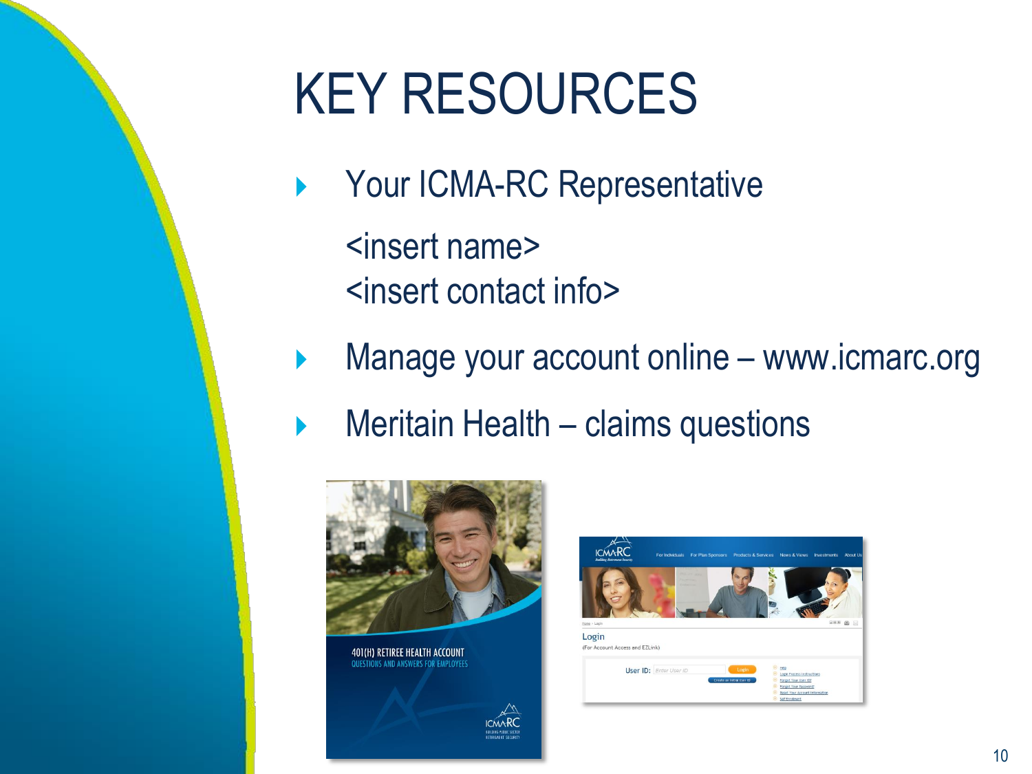# KEY RESOURCES

- Your ICMA-RC Representative

  <insert name>
  <insert contact info>

- Manage your account online – www.icmarc.org
- Meritain Health – claims questions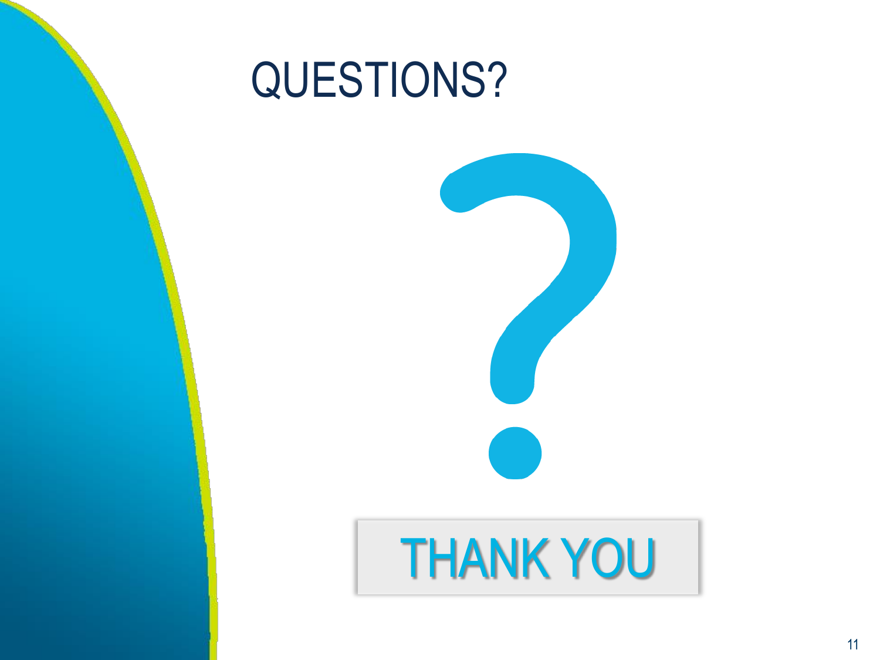# QUESTIONS?

THANK YOU